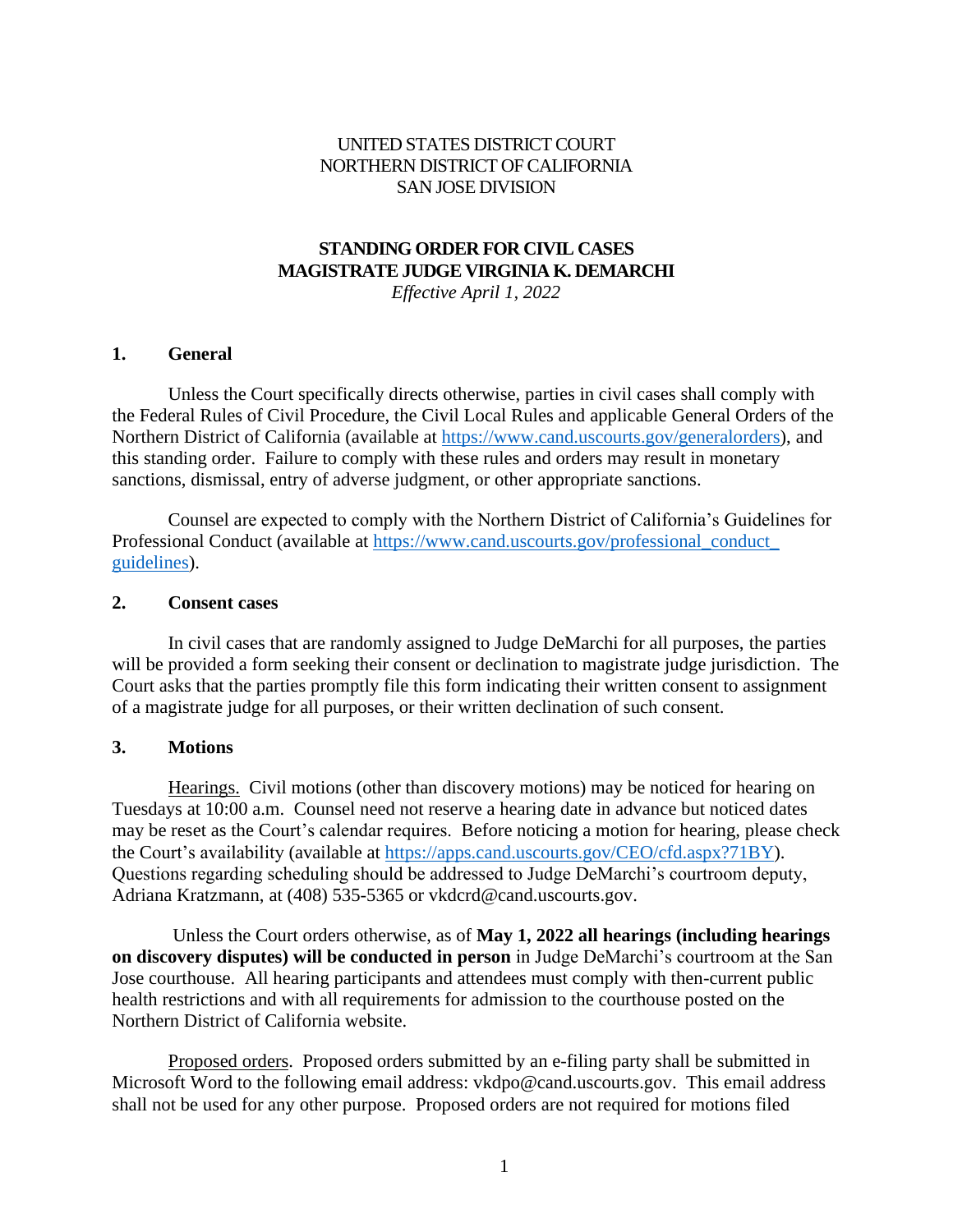UNITED STATES DISTRICT COURT
NORTHERN DISTRICT OF CALIFORNIA
SAN JOSE DIVISION

# STANDING ORDER FOR CIVIL CASES
# MAGISTRATE JUDGE VIRGINIA K. DEMARCHI

*Effective April 1, 2022*

## 1. General

Unless the Court specifically directs otherwise, parties in civil cases shall comply with the Federal Rules of Civil Procedure, the Civil Local Rules and applicable General Orders of the Northern District of California (available at https://www.cand.uscourts.gov/generalorders), and this standing order. Failure to comply with these rules and orders may result in monetary sanctions, dismissal, entry of adverse judgment, or other appropriate sanctions.

Counsel are expected to comply with the Northern District of California's Guidelines for Professional Conduct (available at https://www.cand.uscourts.gov/professional_conduct_guidelines).

## 2. Consent cases

In civil cases that are randomly assigned to Judge DeMarchi for all purposes, the parties will be provided a form seeking their consent or declination to magistrate judge jurisdiction. The Court asks that the parties promptly file this form indicating their written consent to assignment of a magistrate judge for all purposes, or their written declination of such consent.

## 3. Motions

Hearings. Civil motions (other than discovery motions) may be noticed for hearing on Tuesdays at 10:00 a.m. Counsel need not reserve a hearing date in advance but noticed dates may be reset as the Court's calendar requires. Before noticing a motion for hearing, please check the Court's availability (available at https://apps.cand.uscourts.gov/CEO/cfd.aspx?71BY). Questions regarding scheduling should be addressed to Judge DeMarchi's courtroom deputy, Adriana Kratzmann, at (408) 535-5365 or vkdcrd@cand.uscourts.gov.

Unless the Court orders otherwise, as of **May 1, 2022 all hearings (including hearings on discovery disputes) will be conducted in person** in Judge DeMarchi's courtroom at the San Jose courthouse. All hearing participants and attendees must comply with then-current public health restrictions and with all requirements for admission to the courthouse posted on the Northern District of California website.

Proposed orders. Proposed orders submitted by an e-filing party shall be submitted in Microsoft Word to the following email address: vkdpo@cand.uscourts.gov. This email address shall not be used for any other purpose. Proposed orders are not required for motions filed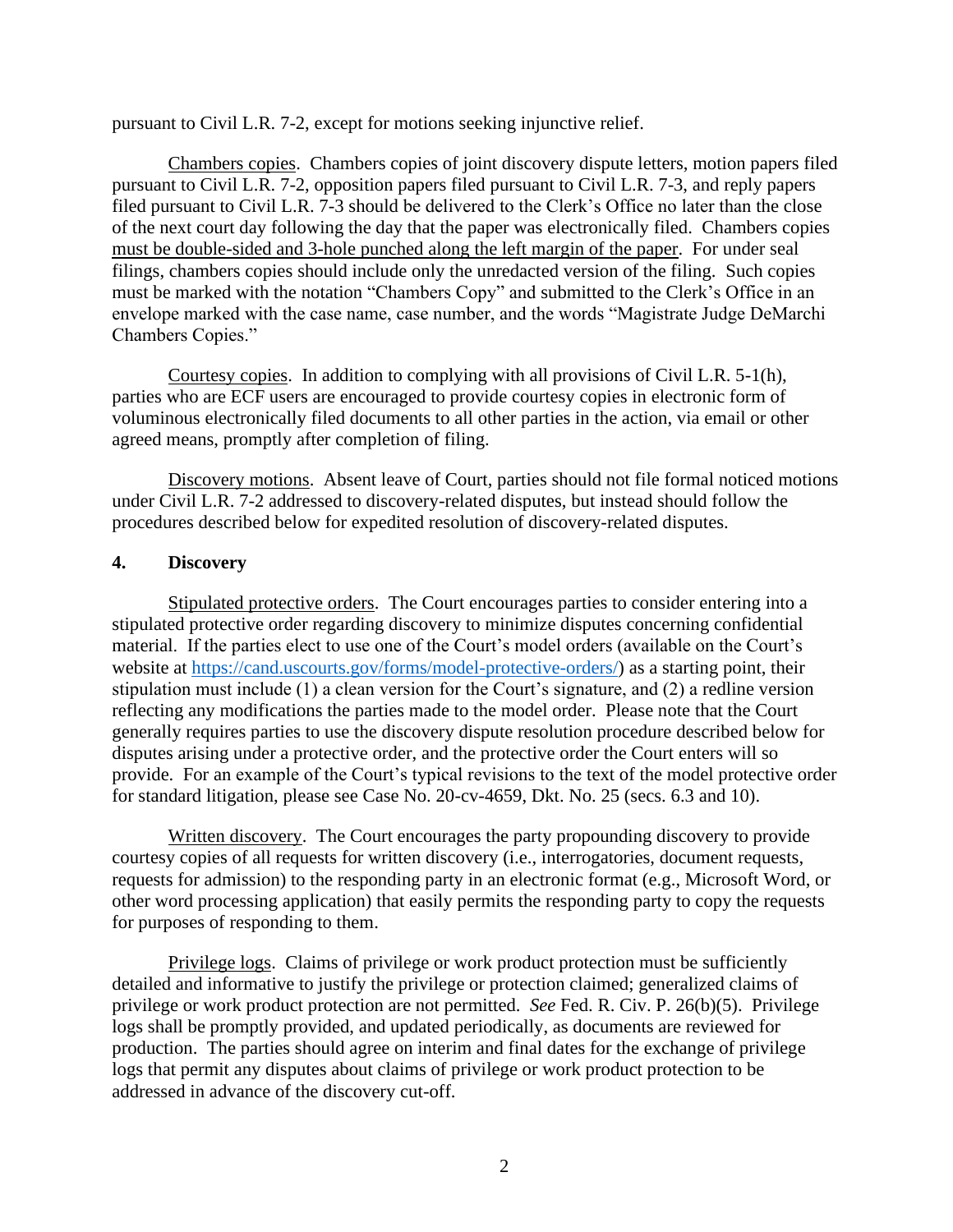pursuant to Civil L.R. 7-2, except for motions seeking injunctive relief.

Chambers copies. Chambers copies of joint discovery dispute letters, motion papers filed pursuant to Civil L.R. 7-2, opposition papers filed pursuant to Civil L.R. 7-3, and reply papers filed pursuant to Civil L.R. 7-3 should be delivered to the Clerk's Office no later than the close of the next court day following the day that the paper was electronically filed. Chambers copies must be double-sided and 3-hole punched along the left margin of the paper. For under seal filings, chambers copies should include only the unredacted version of the filing. Such copies must be marked with the notation "Chambers Copy" and submitted to the Clerk's Office in an envelope marked with the case name, case number, and the words "Magistrate Judge DeMarchi Chambers Copies."

Courtesy copies. In addition to complying with all provisions of Civil L.R. 5-1(h), parties who are ECF users are encouraged to provide courtesy copies in electronic form of voluminous electronically filed documents to all other parties in the action, via email or other agreed means, promptly after completion of filing.

Discovery motions. Absent leave of Court, parties should not file formal noticed motions under Civil L.R. 7-2 addressed to discovery-related disputes, but instead should follow the procedures described below for expedited resolution of discovery-related disputes.

## 4. Discovery

Stipulated protective orders. The Court encourages parties to consider entering into a stipulated protective order regarding discovery to minimize disputes concerning confidential material. If the parties elect to use one of the Court's model orders (available on the Court's website at https://cand.uscourts.gov/forms/model-protective-orders/) as a starting point, their stipulation must include (1) a clean version for the Court's signature, and (2) a redline version reflecting any modifications the parties made to the model order. Please note that the Court generally requires parties to use the discovery dispute resolution procedure described below for disputes arising under a protective order, and the protective order the Court enters will so provide. For an example of the Court's typical revisions to the text of the model protective order for standard litigation, please see Case No. 20-cv-4659, Dkt. No. 25 (secs. 6.3 and 10).

Written discovery. The Court encourages the party propounding discovery to provide courtesy copies of all requests for written discovery (i.e., interrogatories, document requests, requests for admission) to the responding party in an electronic format (e.g., Microsoft Word, or other word processing application) that easily permits the responding party to copy the requests for purposes of responding to them.

Privilege logs. Claims of privilege or work product protection must be sufficiently detailed and informative to justify the privilege or protection claimed; generalized claims of privilege or work product protection are not permitted. *See* Fed. R. Civ. P. 26(b)(5). Privilege logs shall be promptly provided, and updated periodically, as documents are reviewed for production. The parties should agree on interim and final dates for the exchange of privilege logs that permit any disputes about claims of privilege or work product protection to be addressed in advance of the discovery cut-off.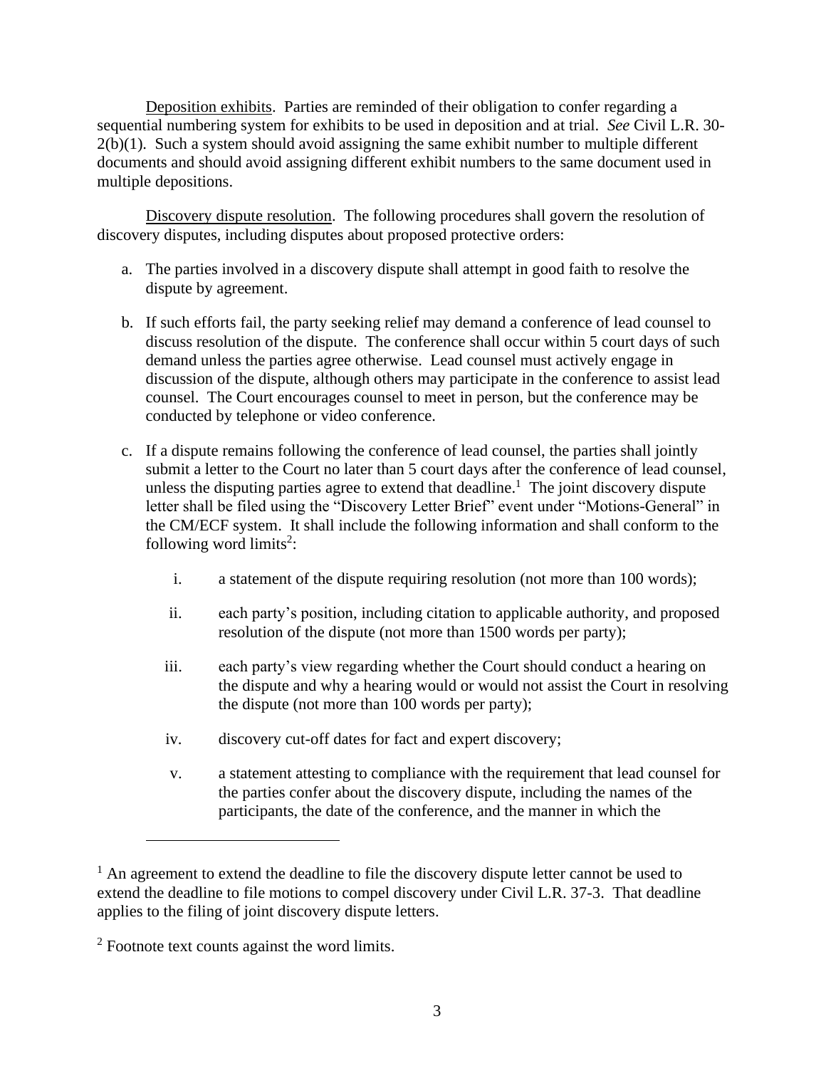Deposition exhibits. Parties are reminded of their obligation to confer regarding a sequential numbering system for exhibits to be used in deposition and at trial. *See* Civil L.R. 30-2(b)(1). Such a system should avoid assigning the same exhibit number to multiple different documents and should avoid assigning different exhibit numbers to the same document used in multiple depositions.

Discovery dispute resolution. The following procedures shall govern the resolution of discovery disputes, including disputes about proposed protective orders:

a. The parties involved in a discovery dispute shall attempt in good faith to resolve the dispute by agreement.

b. If such efforts fail, the party seeking relief may demand a conference of lead counsel to discuss resolution of the dispute. The conference shall occur within 5 court days of such demand unless the parties agree otherwise. Lead counsel must actively engage in discussion of the dispute, although others may participate in the conference to assist lead counsel. The Court encourages counsel to meet in person, but the conference may be conducted by telephone or video conference.

c. If a dispute remains following the conference of lead counsel, the parties shall jointly submit a letter to the Court no later than 5 court days after the conference of lead counsel, unless the disputing parties agree to extend that deadline.[1] The joint discovery dispute letter shall be filed using the "Discovery Letter Brief" event under "Motions-General" in the CM/ECF system. It shall include the following information and shall conform to the following word limits[2]:

    i. a statement of the dispute requiring resolution (not more than 100 words);

    ii. each party's position, including citation to applicable authority, and proposed resolution of the dispute (not more than 1500 words per party);

    iii. each party's view regarding whether the Court should conduct a hearing on the dispute and why a hearing would or would not assist the Court in resolving the dispute (not more than 100 words per party);

    iv. discovery cut-off dates for fact and expert discovery;

    v. a statement attesting to compliance with the requirement that lead counsel for the parties confer about the discovery dispute, including the names of the participants, the date of the conference, and the manner in which the

---

[1] An agreement to extend the deadline to file the discovery dispute letter cannot be used to extend the deadline to file motions to compel discovery under Civil L.R. 37-3. That deadline applies to the filing of joint discovery dispute letters.

[2] Footnote text counts against the word limits.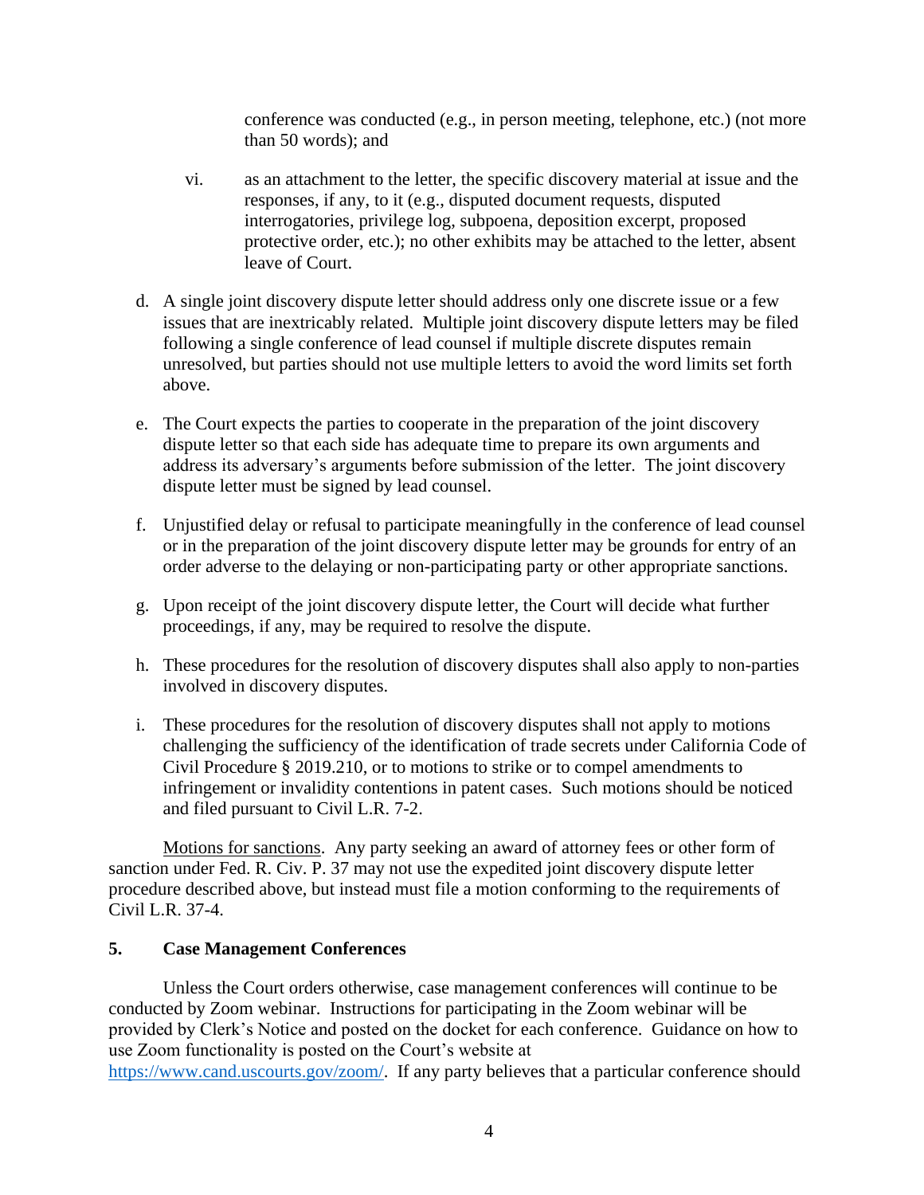conference was conducted (e.g., in person meeting, telephone, etc.) (not more than 50 words); and

vi. as an attachment to the letter, the specific discovery material at issue and the responses, if any, to it (e.g., disputed document requests, disputed interrogatories, privilege log, subpoena, deposition excerpt, proposed protective order, etc.); no other exhibits may be attached to the letter, absent leave of Court.

d. A single joint discovery dispute letter should address only one discrete issue or a few issues that are inextricably related. Multiple joint discovery dispute letters may be filed following a single conference of lead counsel if multiple discrete disputes remain unresolved, but parties should not use multiple letters to avoid the word limits set forth above.

e. The Court expects the parties to cooperate in the preparation of the joint discovery dispute letter so that each side has adequate time to prepare its own arguments and address its adversary's arguments before submission of the letter. The joint discovery dispute letter must be signed by lead counsel.

f. Unjustified delay or refusal to participate meaningfully in the conference of lead counsel or in the preparation of the joint discovery dispute letter may be grounds for entry of an order adverse to the delaying or non-participating party or other appropriate sanctions.

g. Upon receipt of the joint discovery dispute letter, the Court will decide what further proceedings, if any, may be required to resolve the dispute.

h. These procedures for the resolution of discovery disputes shall also apply to non-parties involved in discovery disputes.

i. These procedures for the resolution of discovery disputes shall not apply to motions challenging the sufficiency of the identification of trade secrets under California Code of Civil Procedure § 2019.210, or to motions to strike or to compel amendments to infringement or invalidity contentions in patent cases. Such motions should be noticed and filed pursuant to Civil L.R. 7-2.

Motions for sanctions. Any party seeking an award of attorney fees or other form of sanction under Fed. R. Civ. P. 37 may not use the expedited joint discovery dispute letter procedure described above, but instead must file a motion conforming to the requirements of Civil L.R. 37-4.

**5. Case Management Conferences**

Unless the Court orders otherwise, case management conferences will continue to be conducted by Zoom webinar. Instructions for participating in the Zoom webinar will be provided by Clerk's Notice and posted on the docket for each conference. Guidance on how to use Zoom functionality is posted on the Court's website at https://www.cand.uscourts.gov/zoom/. If any party believes that a particular conference should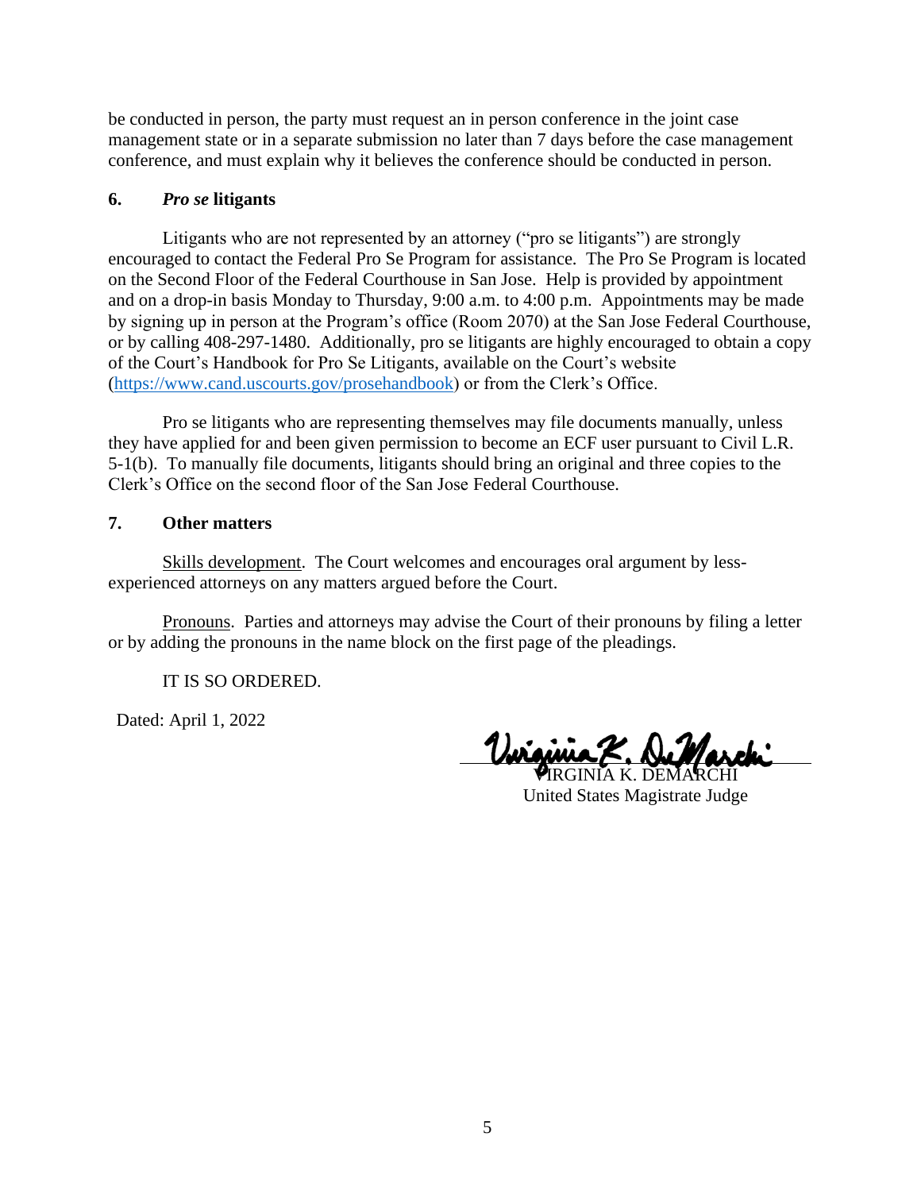be conducted in person, the party must request an in person conference in the joint case management state or in a separate submission no later than 7 days before the case management conference, and must explain why it believes the conference should be conducted in person.

**6. *Pro se* litigants**

Litigants who are not represented by an attorney ("pro se litigants") are strongly encouraged to contact the Federal Pro Se Program for assistance. The Pro Se Program is located on the Second Floor of the Federal Courthouse in San Jose. Help is provided by appointment and on a drop-in basis Monday to Thursday, 9:00 a.m. to 4:00 p.m. Appointments may be made by signing up in person at the Program's office (Room 2070) at the San Jose Federal Courthouse, or by calling 408-297-1480. Additionally, pro se litigants are highly encouraged to obtain a copy of the Court's Handbook for Pro Se Litigants, available on the Court's website (https://www.cand.uscourts.gov/prosehandbook) or from the Clerk's Office.

Pro se litigants who are representing themselves may file documents manually, unless they have applied for and been given permission to become an ECF user pursuant to Civil L.R. 5-1(b). To manually file documents, litigants should bring an original and three copies to the Clerk's Office on the second floor of the San Jose Federal Courthouse.

**7. Other matters**

Skills development. The Court welcomes and encourages oral argument by less-experienced attorneys on any matters argued before the Court.

Pronouns. Parties and attorneys may advise the Court of their pronouns by filing a letter or by adding the pronouns in the name block on the first page of the pleadings.

IT IS SO ORDERED.

Dated: April 1, 2022

Virginia K. DeMarchi

VIRGINIA K. DEMARCHI
United States Magistrate Judge